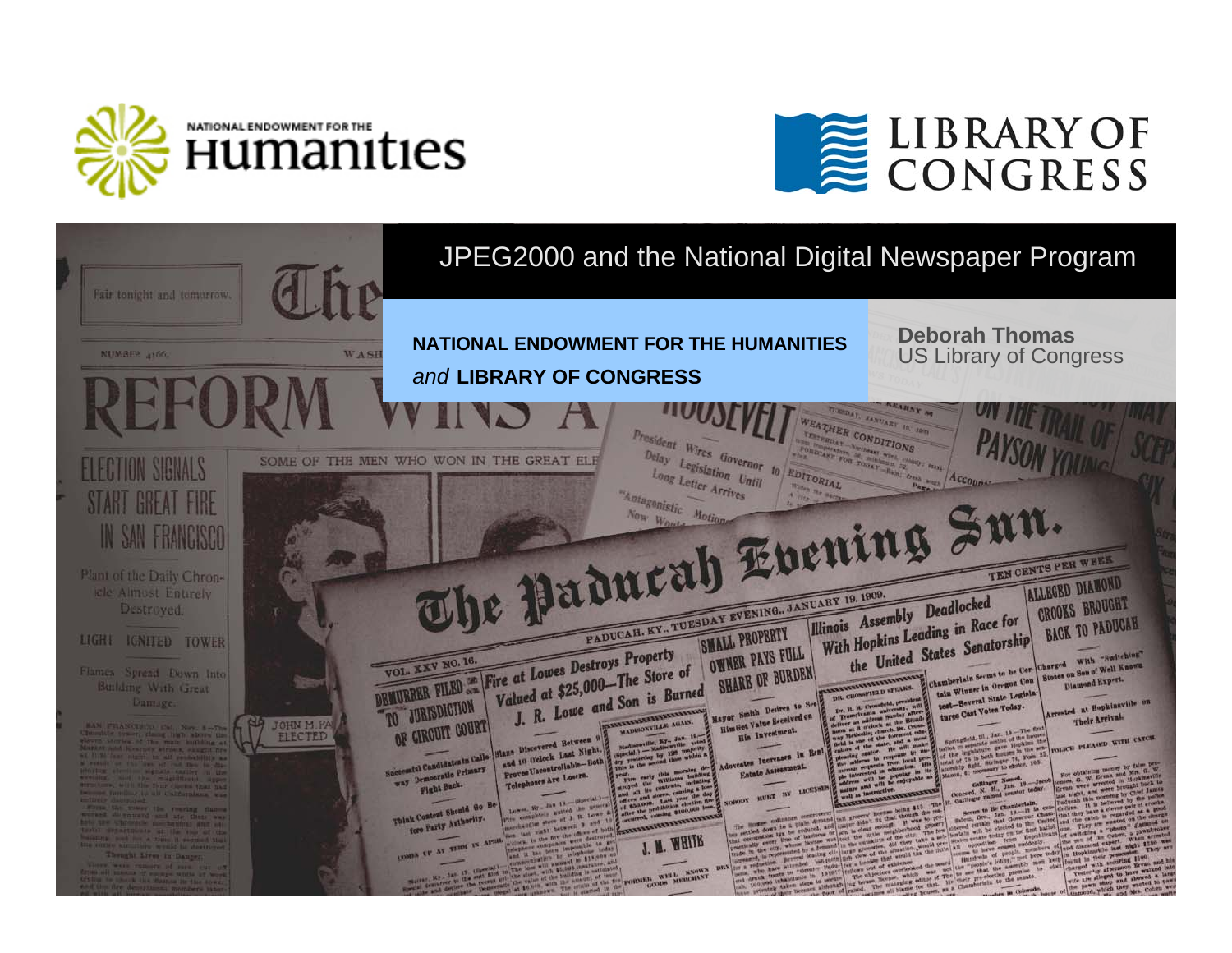# JPEG2000 and the National Digital Newspaper Program

**NATIONAL ENDOWMENT FOR THE HUMANITIES**

*and* **LIBRARY OF CONGRESS**

**Deborah Thomas**
US Library of Congress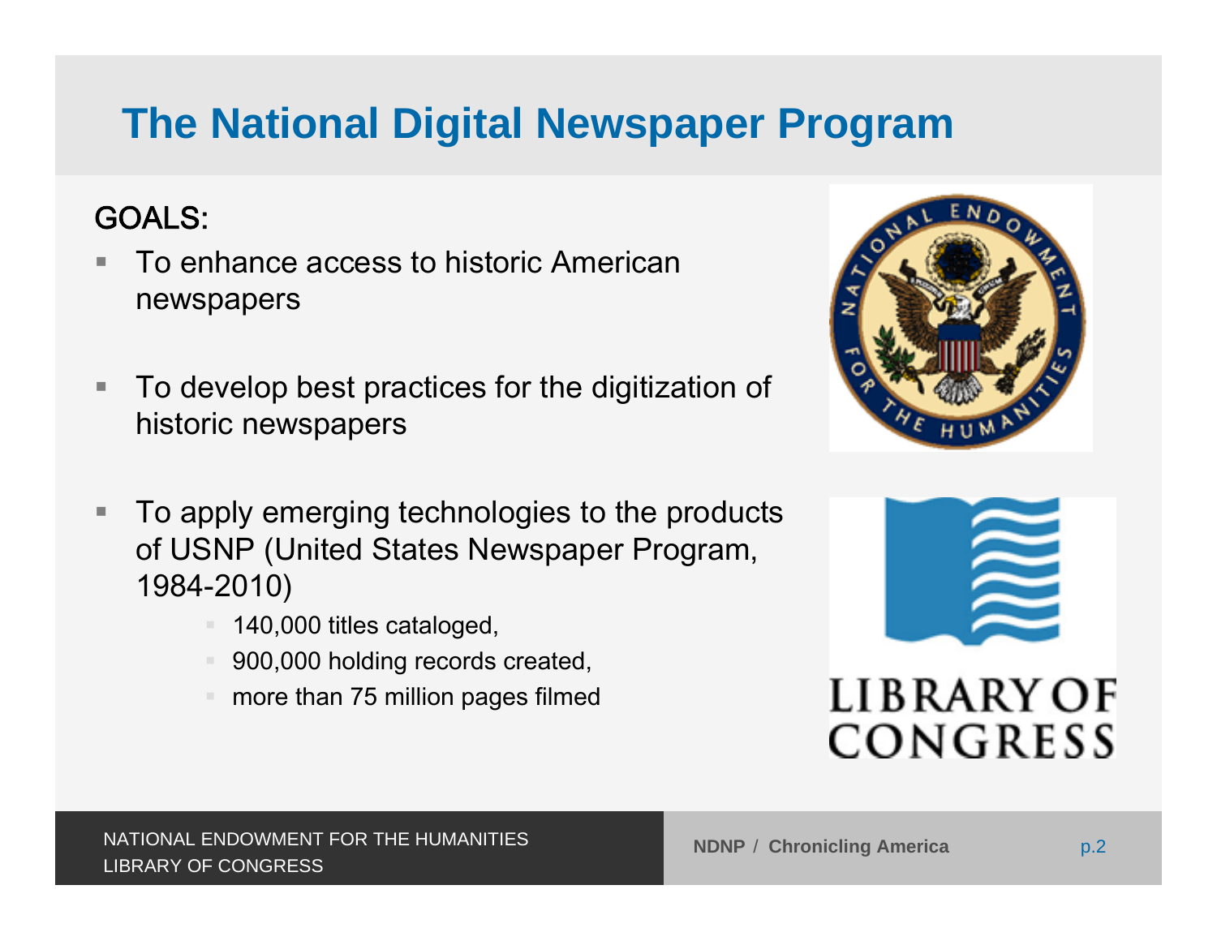# The National Digital Newspaper Program

GOALS:

- To enhance access to historic American newspapers
- To develop best practices for the digitization of historic newspapers
- To apply emerging technologies to the products of USNP (United States Newspaper Program, 1984-2010)
  - 140,000 titles cataloged,
  - 900,000 holding records created,
  - more than 75 million pages filmed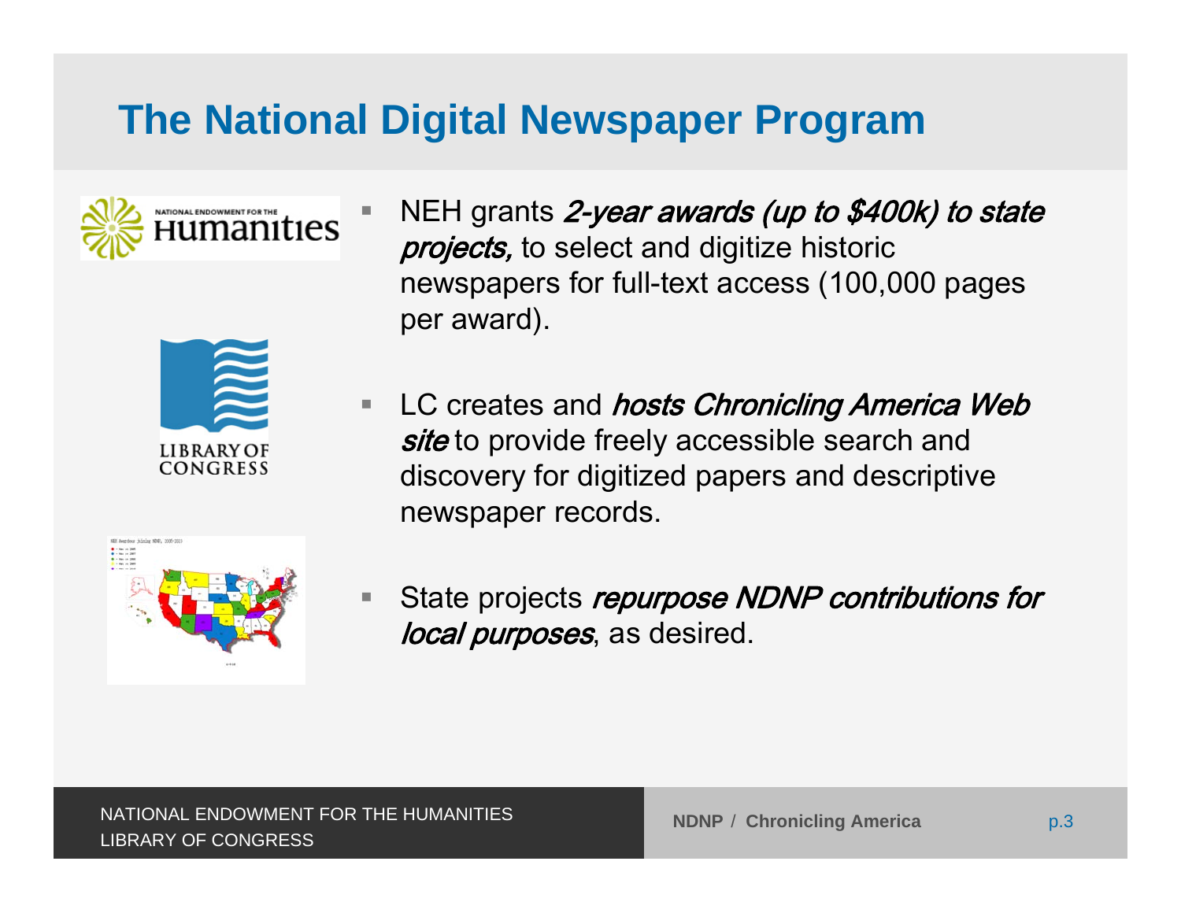# The National Digital Newspaper Program

- NEH grants *2-year awards (up to $400k) to state projects,* to select and digitize historic newspapers for full-text access (100,000 pages per award).
- LC creates and *hosts Chronicling America Web site* to provide freely accessible search and discovery for digitized papers and descriptive newspaper records.
- State projects *repurpose NDNP contributions for local purposes*, as desired.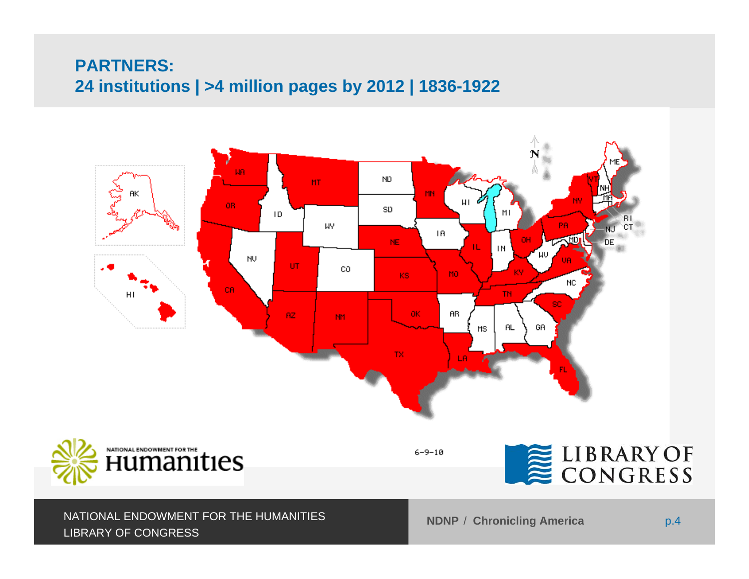## PARTNERS:
## 24 institutions | >4 million pages by 2012 | 1836-1922

6-9-10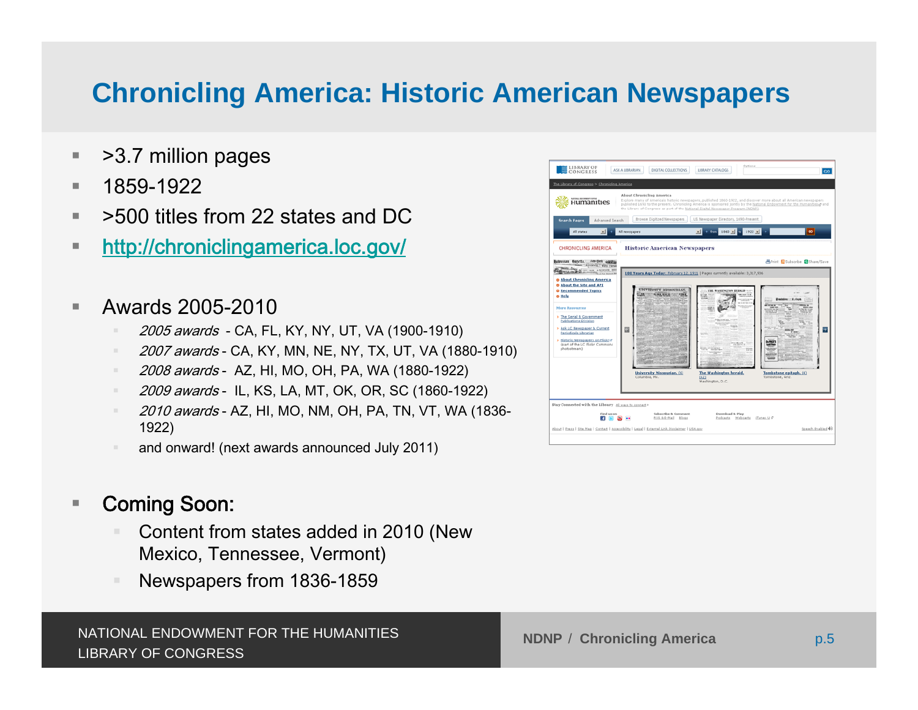# Chronicling America: Historic American Newspapers

- >3.7 million pages
- 1859-1922
- >500 titles from 22 states and DC
- http://chroniclingamerica.loc.gov/

- Awards 2005-2010
  - *2005 awards* - CA, FL, KY, NY, UT, VA (1900-1910)
  - *2007 awards* - CA, KY, MN, NE, NY, TX, UT, VA (1880-1910)
  - *2008 awards* - AZ, HI, MO, OH, PA, WA (1880-1922)
  - *2009 awards* - IL, KS, LA, MT, OK, OR, SC (1860-1922)
  - *2010 awards* - AZ, HI, MO, NM, OH, PA, TN, VT, WA (1836-1922)
  - and onward! (next awards announced July 2011)

- Coming Soon:
  - Content from states added in 2010 (New Mexico, Tennessee, Vermont)
  - Newspapers from 1836-1859

NATIONAL ENDOWMENT FOR THE HUMANITIES
LIBRARY OF CONGRESS

NDNP / Chronicling America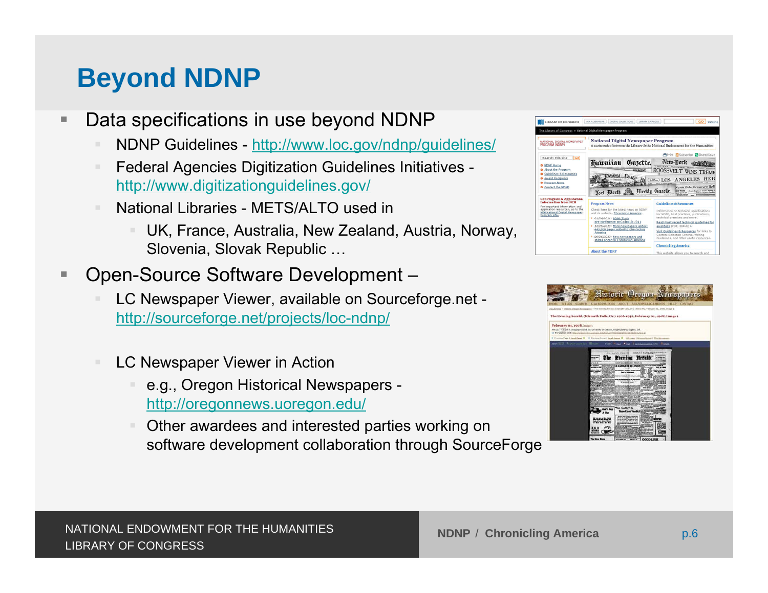# Beyond NDNP

- Data specifications in use beyond NDNP
  - NDNP Guidelines - http://www.loc.gov/ndnp/guidelines/
  - Federal Agencies Digitization Guidelines Initiatives - http://www.digitizationguidelines.gov/
  - National Libraries - METS/ALTO used in
    - UK, France, Australia, New Zealand, Austria, Norway, Slovenia, Slovak Republic …
- Open-Source Software Development –
  - LC Newspaper Viewer, available on Sourceforge.net - http://sourceforge.net/projects/loc-ndnp/
  - LC Newspaper Viewer in Action
    - e.g., Oregon Historical Newspapers - http://oregonnews.uoregon.edu/
    - Other awardees and interested parties working on software development collaboration through SourceForge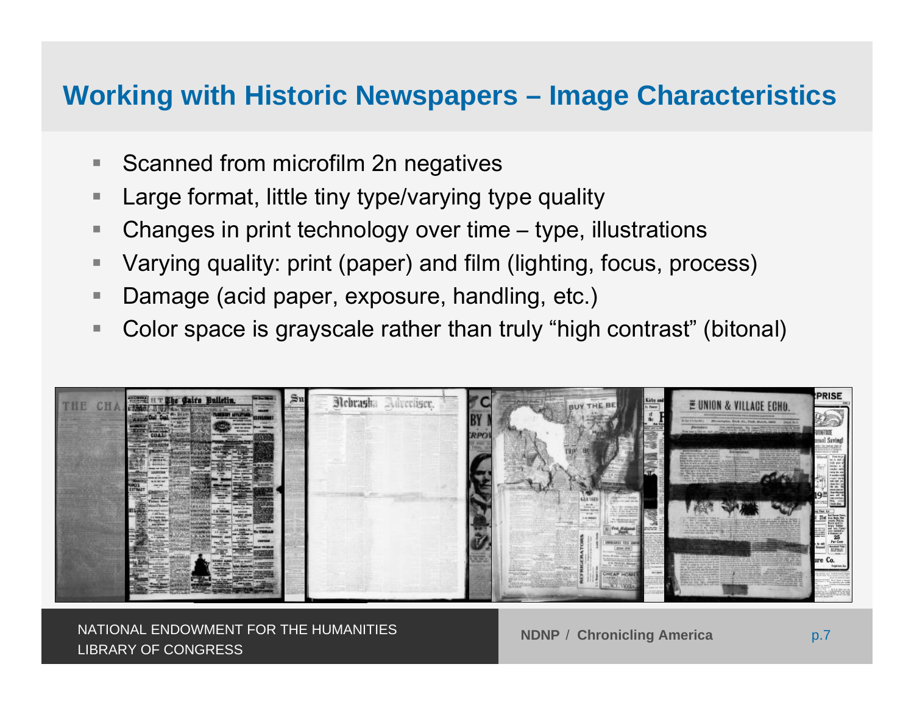# Working with Historic Newspapers – Image Characteristics

- Scanned from microfilm 2n negatives
- Large format, little tiny type/varying type quality
- Changes in print technology over time – type, illustrations
- Varying quality: print (paper) and film (lighting, focus, process)
- Damage (acid paper, exposure, handling, etc.)
- Color space is grayscale rather than truly "high contrast" (bitonal)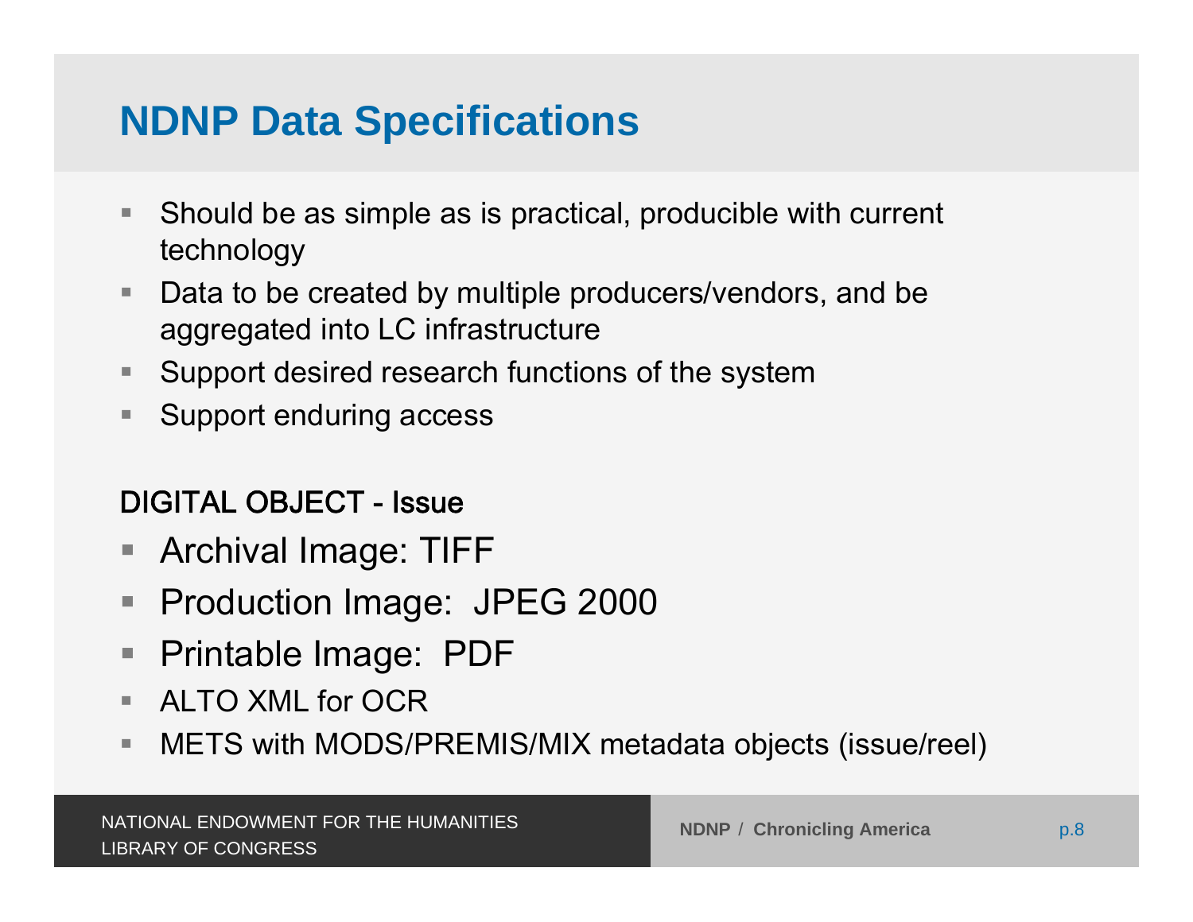# NDNP Data Specifications

- Should be as simple as is practical, producible with current technology
- Data to be created by multiple producers/vendors, and be aggregated into LC infrastructure
- Support desired research functions of the system
- Support enduring access

DIGITAL OBJECT - Issue

- Archival Image: TIFF
- Production Image: JPEG 2000
- Printable Image: PDF
- ALTO XML for OCR
- METS with MODS/PREMIS/MIX metadata objects (issue/reel)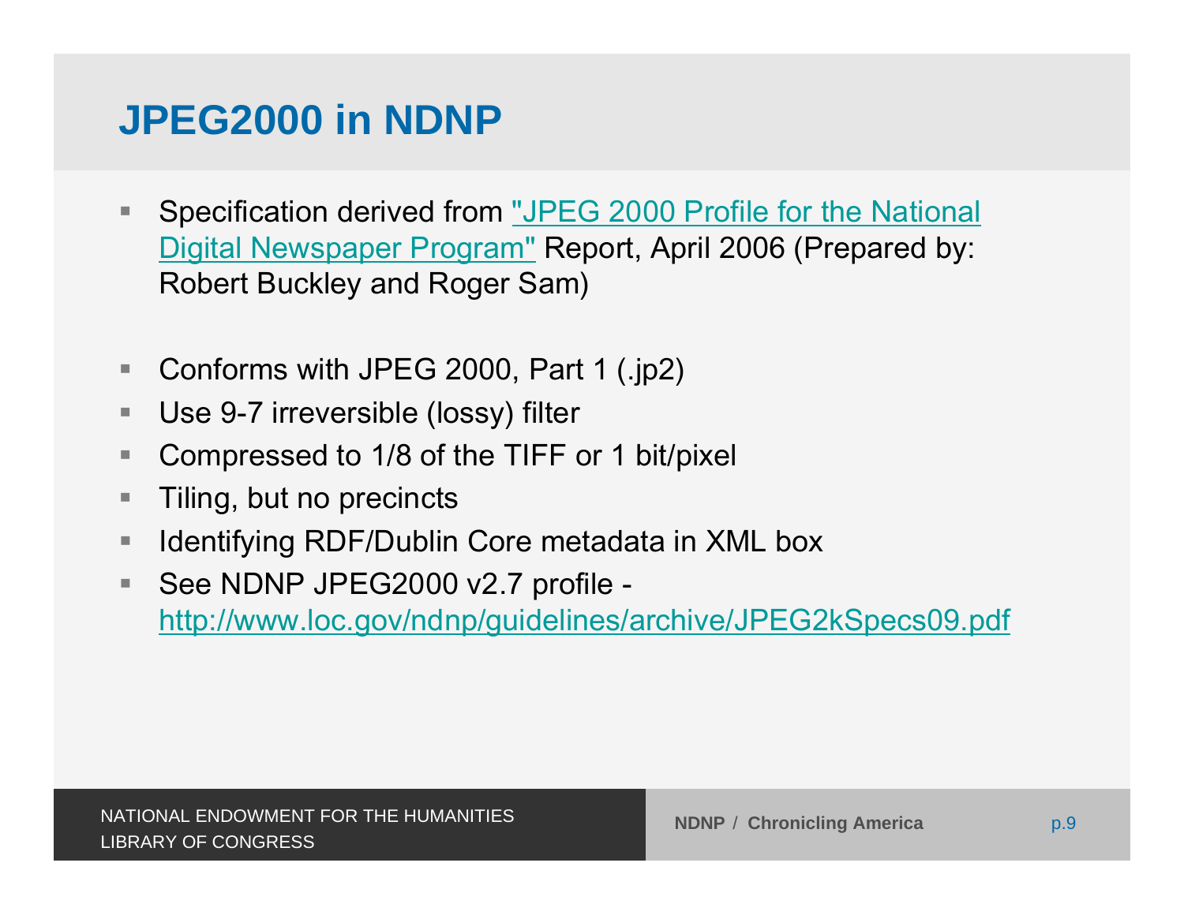# JPEG2000 in NDNP

- Specification derived from "JPEG 2000 Profile for the National Digital Newspaper Program" Report, April 2006 (Prepared by: Robert Buckley and Roger Sam)

- Conforms with JPEG 2000, Part 1 (.jp2)
- Use 9-7 irreversible (lossy) filter
- Compressed to 1/8 of the TIFF or 1 bit/pixel
- Tiling, but no precincts
- Identifying RDF/Dublin Core metadata in XML box
- See NDNP JPEG2000 v2.7 profile - http://www.loc.gov/ndnp/guidelines/archive/JPEG2kSpecs09.pdf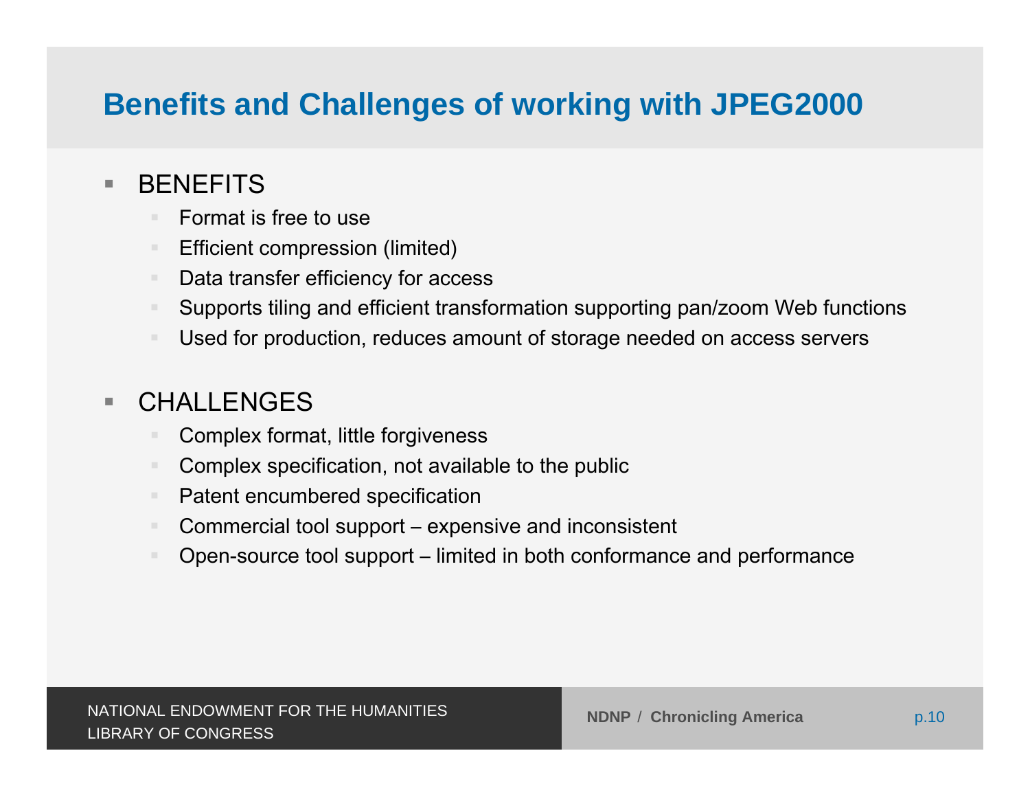# Benefits and Challenges of working with JPEG2000

- BENEFITS
  - Format is free to use
  - Efficient compression (limited)
  - Data transfer efficiency for access
  - Supports tiling and efficient transformation supporting pan/zoom Web functions
  - Used for production, reduces amount of storage needed on access servers

- CHALLENGES
  - Complex format, little forgiveness
  - Complex specification, not available to the public
  - Patent encumbered specification
  - Commercial tool support – expensive and inconsistent
  - Open-source tool support – limited in both conformance and performance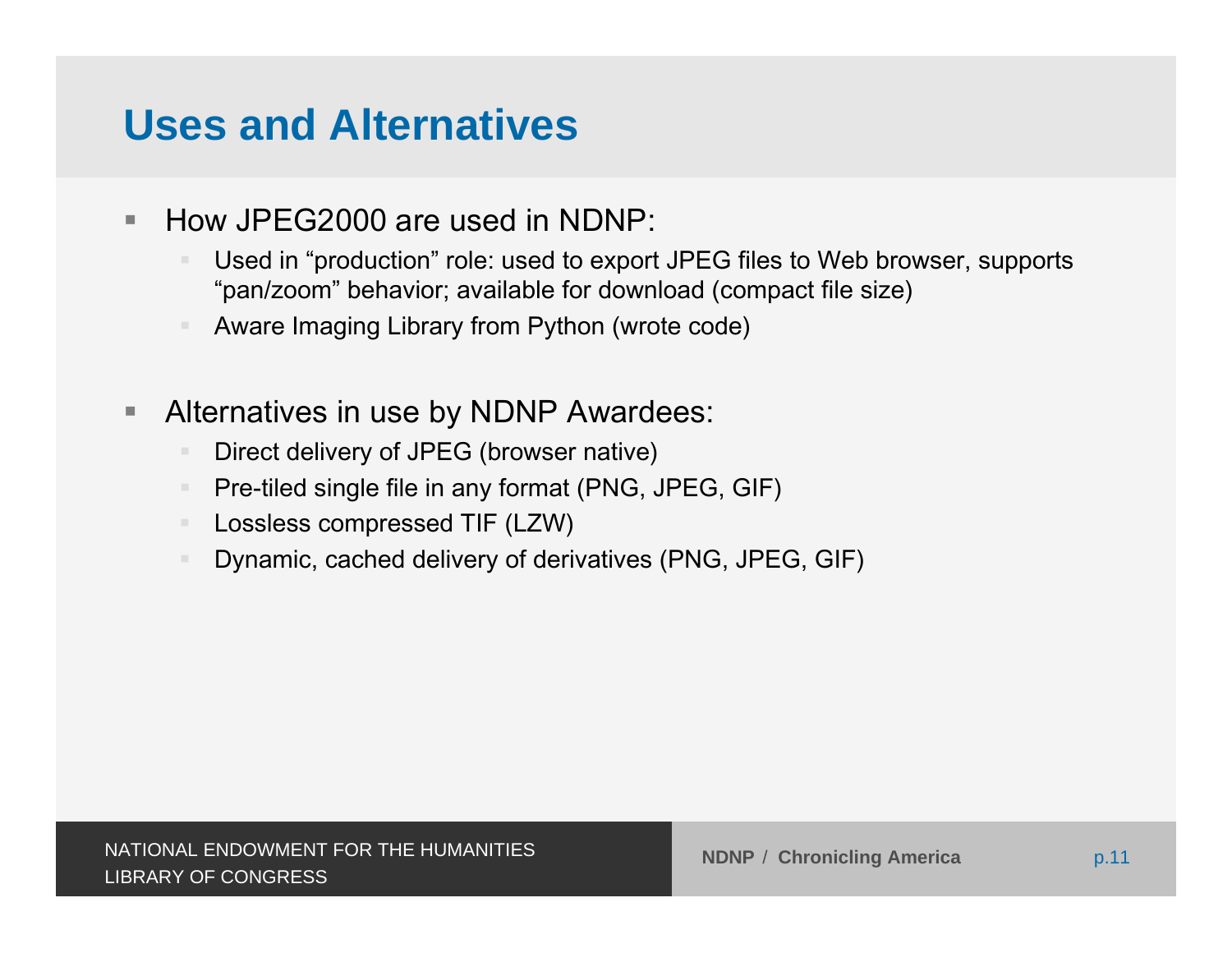# Uses and Alternatives

- How JPEG2000 are used in NDNP:
  - Used in "production" role: used to export JPEG files to Web browser, supports "pan/zoom" behavior; available for download (compact file size)
  - Aware Imaging Library from Python (wrote code)

- Alternatives in use by NDNP Awardees:
  - Direct delivery of JPEG (browser native)
  - Pre-tiled single file in any format (PNG, JPEG, GIF)
  - Lossless compressed TIF (LZW)
  - Dynamic, cached delivery of derivatives (PNG, JPEG, GIF)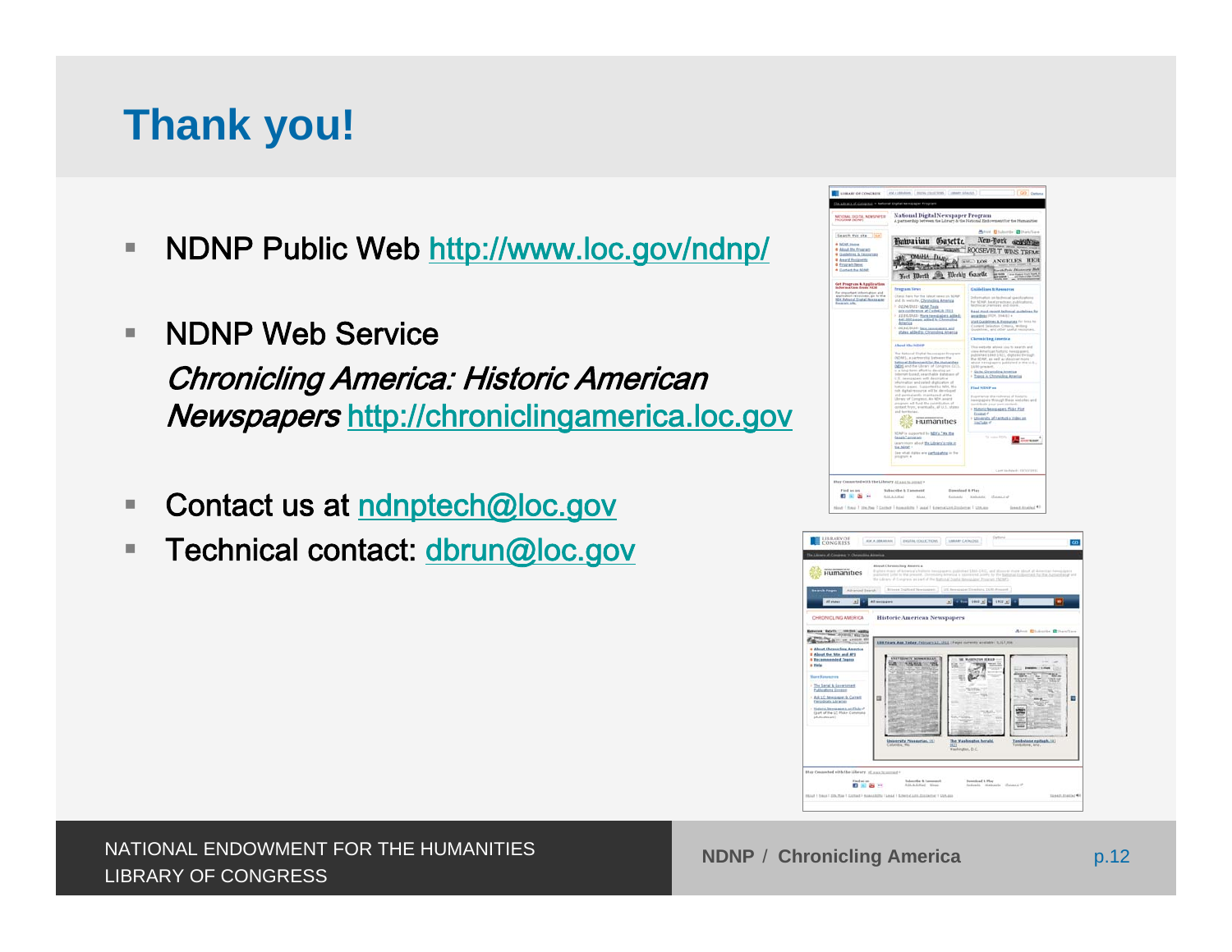# Thank you!

- NDNP Public Web http://www.loc.gov/ndnp/
- NDNP Web Service
  *Chronicling America: Historic American Newspapers* http://chroniclingamerica.loc.gov
- Contact us at ndnptech@loc.gov
- Technical contact: dbrun@loc.gov